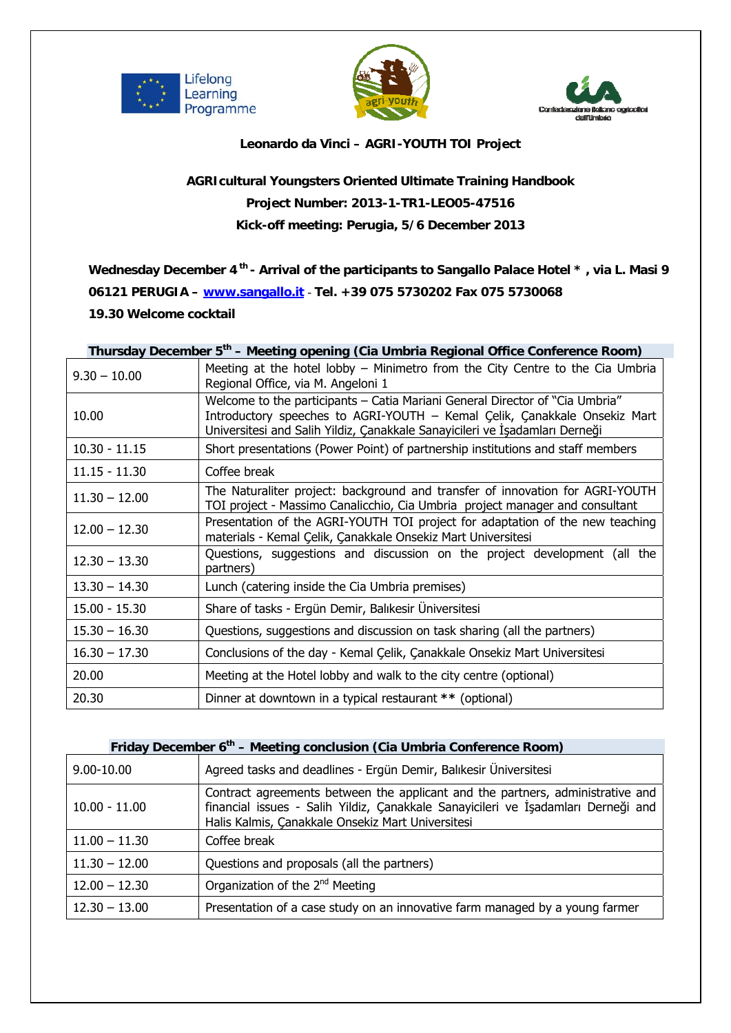**Leonardo da Vinci – AGRI-YOUTH TOI Project**

**AGRIcultural Youngsters Oriented Ultimate Training Handbook**

**Project Number: 2013-1-TR1-LEO05-47516**

**Kick-off meeting: Perugia, 5/6 December 2013**

**Wednesday December 4th - Arrival of the participants to Sangallo Palace Hotel \* , via L. Masi 9 06121 PERUGIA – www.sangallo.it - Tel. +39 075 5730202 Fax 075 5730068**

**19.30 Welcome cocktail**

**Thursday December 5th – Meeting opening (Cia Umbria Regional Office Conference Room)**

| | |
|---|---|
| 9.30 – 10.00 | Meeting at the hotel lobby – Minimetro from the City Centre to the Cia Umbria Regional Office, via M. Angeloni 1 |
| 10.00 | Welcome to the participants – Catia Mariani General Director of "Cia Umbria" Introductory speeches to AGRI-YOUTH – Kemal Çelik, Çanakkale Onsekiz Mart Universitesi and Salih Yildiz, Çanakkale Sanayicileri ve İşadamları Derneği |
| 10.30 - 11.15 | Short presentations (Power Point) of partnership institutions and staff members |
| 11.15 - 11.30 | Coffee break |
| 11.30 – 12.00 | The Naturaliter project: background and transfer of innovation for AGRI-YOUTH TOI project - Massimo Canalicchio, Cia Umbria project manager and consultant |
| 12.00 – 12.30 | Presentation of the AGRI-YOUTH TOI project for adaptation of the new teaching materials - Kemal Çelik, Çanakkale Onsekiz Mart Universitesi |
| 12.30 – 13.30 | Questions, suggestions and discussion on the project development (all the partners) |
| 13.30 – 14.30 | Lunch (catering inside the Cia Umbria premises) |
| 15.00 - 15.30 | Share of tasks - Ergün Demir, Balıkesir Üniversitesi |
| 15.30 – 16.30 | Questions, suggestions and discussion on task sharing (all the partners) |
| 16.30 – 17.30 | Conclusions of the day - Kemal Çelik, Çanakkale Onsekiz Mart Universitesi |
| 20.00 | Meeting at the Hotel lobby and walk to the city centre (optional) |
| 20.30 | Dinner at downtown in a typical restaurant ** (optional) |

**Friday December 6th – Meeting conclusion (Cia Umbria Conference Room)**

| | |
|---|---|
| 9.00-10.00 | Agreed tasks and deadlines - Ergün Demir, Balıkesir Üniversitesi |
| 10.00 - 11.00 | Contract agreements between the applicant and the partners, administrative and financial issues - Salih Yildiz, Çanakkale Sanayicileri ve İşadamları Derneği and Halis Kalmis, Çanakkale Onsekiz Mart Universitesi |
| 11.00 – 11.30 | Coffee break |
| 11.30 – 12.00 | Questions and proposals (all the partners) |
| 12.00 – 12.30 | Organization of the 2nd Meeting |
| 12.30 – 13.00 | Presentation of a case study on an innovative farm managed by a young farmer |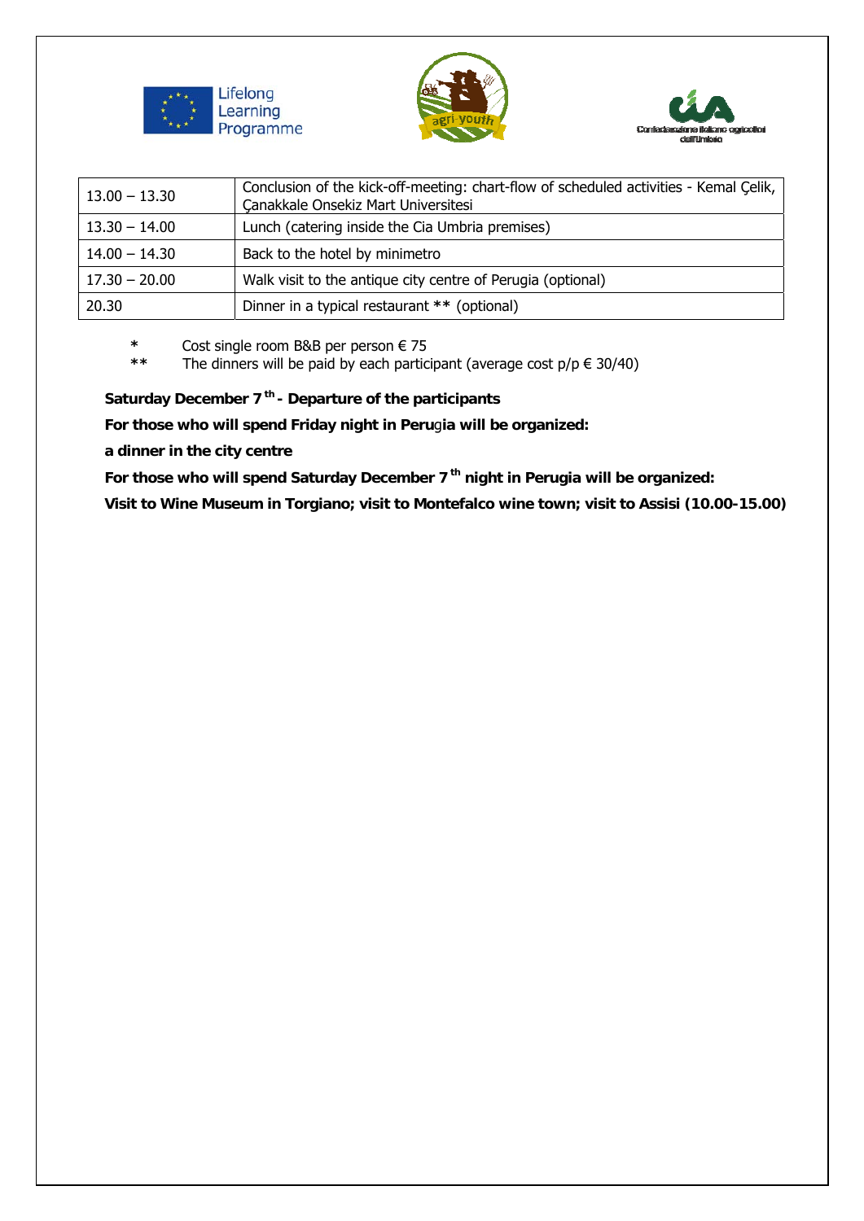| | |
|---|---|
| 13.00 – 13.30 | Conclusion of the kick-off-meeting: chart-flow of scheduled activities - Kemal Çelik, Çanakkale Onsekiz Mart Universitesi |
| 13.30 – 14.00 | Lunch (catering inside the Cia Umbria premises) |
| 14.00 – 14.30 | Back to the hotel by minimetro |
| 17.30 – 20.00 | Walk visit to the antique city centre of Perugia (optional) |
| 20.30 | Dinner in a typical restaurant ** (optional) |

\* Cost single room B&B per person € 75

** The dinners will be paid by each participant (average cost p/p € 30/40)

**Saturday December 7th - Departure of the participants**

**For those who will spend Friday night in Perugia will be organized:**

**a dinner in the city centre**

**For those who will spend Saturday December 7th night in Perugia will be organized:**

**Visit to Wine Museum in Torgiano; visit to Montefalco wine town; visit to Assisi (10.00-15.00)**